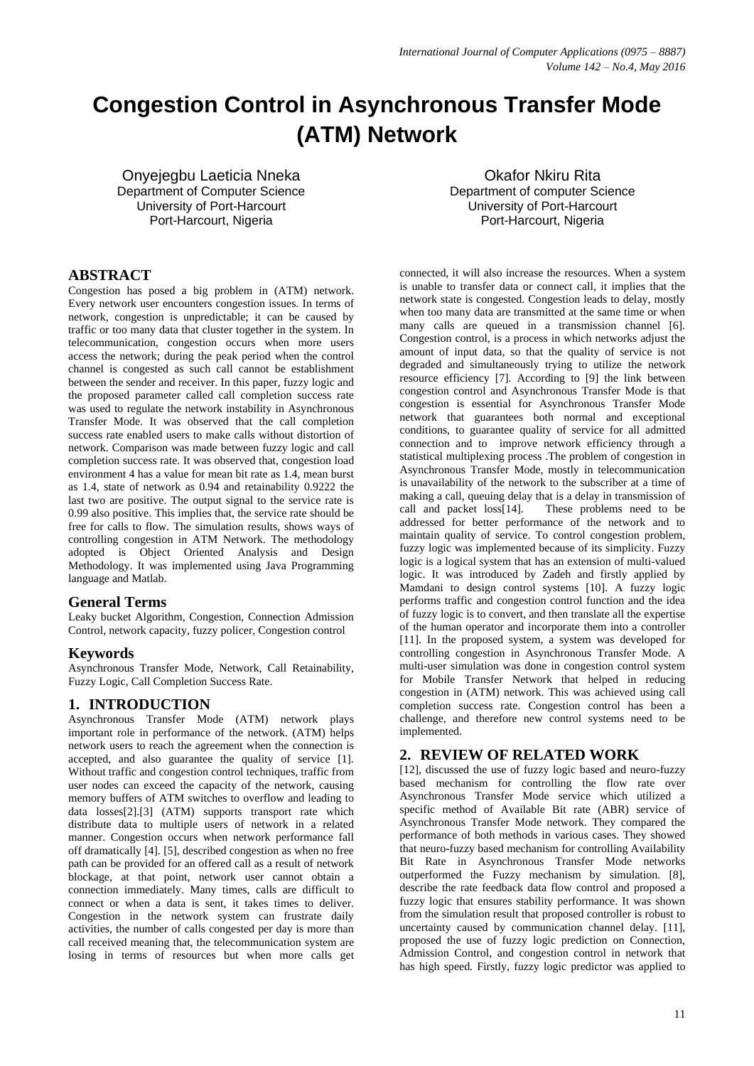# Congestion Control in Asynchronous Transfer Mode (ATM) Network

Onyejegbu Laeticia Nneka
Department of Computer Science
University of Port-Harcourt
Port-Harcourt, Nigeria

Okafor Nkiru Rita
Department of computer Science
University of Port-Harcourt
Port-Harcourt, Nigeria

## ABSTRACT

Congestion has posed a big problem in (ATM) network. Every network user encounters congestion issues. In terms of network, congestion is unpredictable; it can be caused by traffic or too many data that cluster together in the system. In telecommunication, congestion occurs when more users access the network; during the peak period when the control channel is congested as such call cannot be establishment between the sender and receiver. In this paper, fuzzy logic and the proposed parameter called call completion success rate was used to regulate the network instability in Asynchronous Transfer Mode. It was observed that the call completion success rate enabled users to make calls without distortion of network. Comparison was made between fuzzy logic and call completion success rate. It was observed that, congestion load environment 4 has a value for mean bit rate as 1.4, mean burst as 1.4, state of network as 0.94 and retainability 0.9222 the last two are positive. The output signal to the service rate is 0.99 also positive. This implies that, the service rate should be free for calls to flow. The simulation results, shows ways of controlling congestion in ATM Network. The methodology adopted is Object Oriented Analysis and Design Methodology. It was implemented using Java Programming language and Matlab.

### General Terms

Leaky bucket Algorithm, Congestion, Connection Admission Control, network capacity, fuzzy policer, Congestion control

### Keywords

Asynchronous Transfer Mode, Network, Call Retainability, Fuzzy Logic, Call Completion Success Rate.

## 1. INTRODUCTION

Asynchronous Transfer Mode (ATM) network plays important role in performance of the network. (ATM) helps network users to reach the agreement when the connection is accepted, and also guarantee the quality of service [1]. Without traffic and congestion control techniques, traffic from user nodes can exceed the capacity of the network, causing memory buffers of ATM switches to overflow and leading to data losses[2].[3] (ATM) supports transport rate which distribute data to multiple users of network in a related manner. Congestion occurs when network performance fall off dramatically [4]. [5], described congestion as when no free path can be provided for an offered call as a result of network blockage, at that point, network user cannot obtain a connection immediately. Many times, calls are difficult to connect or when a data is sent, it takes times to deliver. Congestion in the network system can frustrate daily activities, the number of calls congested per day is more than call received meaning that, the telecommunication system are losing in terms of resources but when more calls get connected, it will also increase the resources. When a system is unable to transfer data or connect call, it implies that the network state is congested. Congestion leads to delay, mostly when too many data are transmitted at the same time or when many calls are queued in a transmission channel [6]. Congestion control, is a process in which networks adjust the amount of input data, so that the quality of service is not degraded and simultaneously trying to utilize the network resource efficiency [7]. According to [9] the link between congestion control and Asynchronous Transfer Mode is that congestion is essential for Asynchronous Transfer Mode network that guarantees both normal and exceptional conditions, to guarantee quality of service for all admitted connection and to improve network efficiency through a statistical multiplexing process .The problem of congestion in Asynchronous Transfer Mode, mostly in telecommunication is unavailability of the network to the subscriber at a time of making a call, queuing delay that is a delay in transmission of call and packet loss[14]. These problems need to be addressed for better performance of the network and to maintain quality of service. To control congestion problem, fuzzy logic was implemented because of its simplicity. Fuzzy logic is a logical system that has an extension of multi-valued logic. It was introduced by Zadeh and firstly applied by Mamdani to design control systems [10]. A fuzzy logic performs traffic and congestion control function and the idea of fuzzy logic is to convert, and then translate all the expertise of the human operator and incorporate them into a controller [11]. In the proposed system, a system was developed for controlling congestion in Asynchronous Transfer Mode. A multi-user simulation was done in congestion control system for Mobile Transfer Network that helped in reducing congestion in (ATM) network. This was achieved using call completion success rate. Congestion control has been a challenge, and therefore new control systems need to be implemented.

## 2. REVIEW OF RELATED WORK

[12], discussed the use of fuzzy logic based and neuro-fuzzy based mechanism for controlling the flow rate over Asynchronous Transfer Mode service which utilized a specific method of Available Bit rate (ABR) service of Asynchronous Transfer Mode network. They compared the performance of both methods in various cases. They showed that neuro-fuzzy based mechanism for controlling Availability Bit Rate in Asynchronous Transfer Mode networks outperformed the Fuzzy mechanism by simulation. [8], describe the rate feedback data flow control and proposed a fuzzy logic that ensures stability performance. It was shown from the simulation result that proposed controller is robust to uncertainty caused by communication channel delay. [11], proposed the use of fuzzy logic prediction on Connection, Admission Control, and congestion control in network that has high speed. Firstly, fuzzy logic predictor was applied to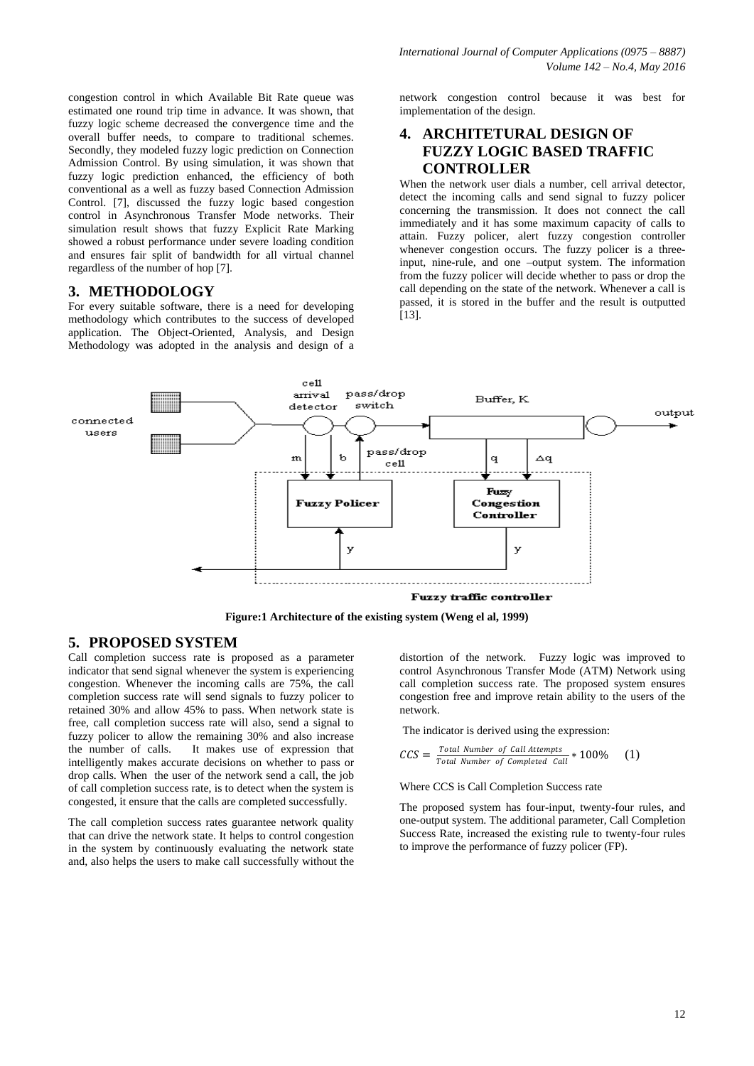congestion control in which Available Bit Rate queue was estimated one round trip time in advance. It was shown, that fuzzy logic scheme decreased the convergence time and the overall buffer needs, to compare to traditional schemes. Secondly, they modeled fuzzy logic prediction on Connection Admission Control. By using simulation, it was shown that fuzzy logic prediction enhanced, the efficiency of both conventional as a well as fuzzy based Connection Admission Control. [7], discussed the fuzzy logic based congestion control in Asynchronous Transfer Mode networks. Their simulation result shows that fuzzy Explicit Rate Marking showed a robust performance under severe loading condition and ensures fair split of bandwidth for all virtual channel regardless of the number of hop [7].

## 3. METHODOLOGY

For every suitable software, there is a need for developing methodology which contributes to the success of developed application. The Object-Oriented, Analysis, and Design Methodology was adopted in the analysis and design of a network congestion control because it was best for implementation of the design.

## 4. ARCHITETURAL DESIGN OF FUZZY LOGIC BASED TRAFFIC CONTROLLER

When the network user dials a number, cell arrival detector, detect the incoming calls and send signal to fuzzy policer concerning the transmission. It does not connect the call immediately and it has some maximum capacity of calls to attain. Fuzzy policer, alert fuzzy congestion controller whenever congestion occurs. The fuzzy policer is a three-input, nine-rule, and one –output system. The information from the fuzzy policer will decide whether to pass or drop the call depending on the state of the network. Whenever a call is passed, it is stored in the buffer and the result is outputted [13].

**Figure:1 Architecture of the existing system (Weng el al, 1999)**

## 5. PROPOSED SYSTEM

Call completion success rate is proposed as a parameter indicator that send signal whenever the system is experiencing congestion. Whenever the incoming calls are 75%, the call completion success rate will send signals to fuzzy policer to retained 30% and allow 45% to pass. When network state is free, call completion success rate will also, send a signal to fuzzy policer to allow the remaining 30% and also increase the number of calls. It makes use of expression that intelligently makes accurate decisions on whether to pass or drop calls. When the user of the network send a call, the job of call completion success rate, is to detect when the system is congested, it ensure that the calls are completed successfully.

The call completion success rates guarantee network quality that can drive the network state. It helps to control congestion in the system by continuously evaluating the network state and, also helps the users to make call successfully without the distortion of the network. Fuzzy logic was improved to control Asynchronous Transfer Mode (ATM) Network using call completion success rate. The proposed system ensures congestion free and improve retain ability to the users of the network.

The indicator is derived using the expression:

$$CCS = \frac{Total\ Number\ of\ Call\ Attempts}{Total\ Number\ of\ Completed\ Call} * 100\% \qquad (1)$$

Where CCS is Call Completion Success rate

The proposed system has four-input, twenty-four rules, and one-output system. The additional parameter, Call Completion Success Rate, increased the existing rule to twenty-four rules to improve the performance of fuzzy policer (FP).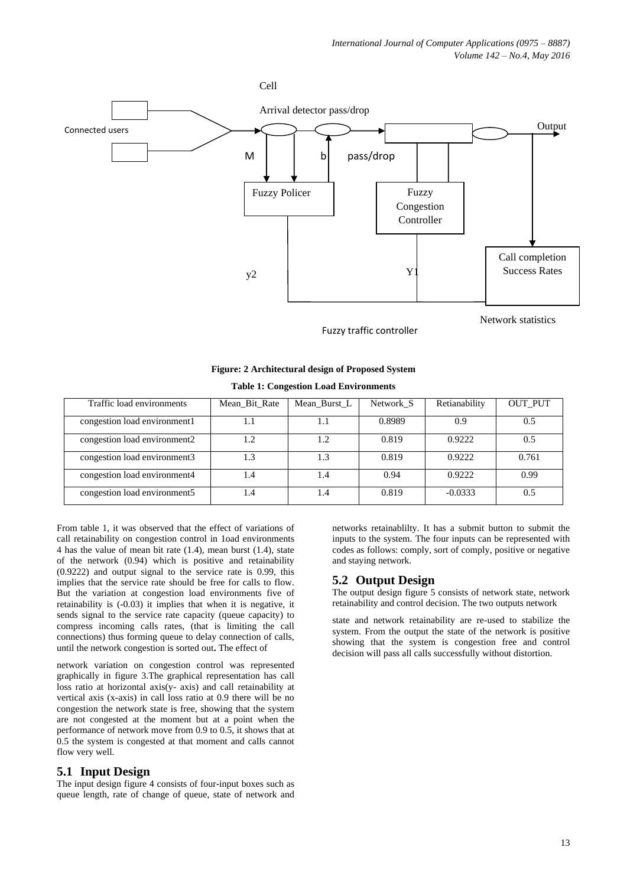Cell

Arrival detector pass/drop

Connected users

Output

M

b

pass/drop

Fuzzy Policer

Fuzzy Congestion Controller

Call completion Success Rates

y2

Y1

Network statistics

Fuzzy traffic controller

**Figure: 2 Architectural design of Proposed System**

**Table 1: Congestion Load Environments**

| Traffic load environments | Mean_Bit_Rate | Mean_Burst_L | Network_S | Retianability | OUT_PUT |
|---|---|---|---|---|---|
| congestion load environment1 | 1.1 | 1.1 | 0.8989 | 0.9 | 0.5 |
| congestion load environment2 | 1.2 | 1.2 | 0.819 | 0.9222 | 0.5 |
| congestion load environment3 | 1.3 | 1.3 | 0.819 | 0.9222 | 0.761 |
| congestion load environment4 | 1.4 | 1.4 | 0.94 | 0.9222 | 0.99 |
| congestion load environment5 | 1.4 | 1.4 | 0.819 | -0.0333 | 0.5 |

From table 1, it was observed that the effect of variations of call retainability on congestion control in 1oad environments 4 has the value of mean bit rate (1.4), mean burst (1.4), state of the network (0.94) which is positive and retainability (0.9222) and output signal to the service rate is 0.99, this implies that the service rate should be free for calls to flow. But the variation at congestion load environments five of retainability is (-0.03) it implies that when it is negative, it sends signal to the service rate capacity (queue capacity) to compress incoming calls rates, (that is limiting the call connections) thus forming queue to delay connection of calls, until the network congestion is sorted out**.** The effect of network variation on congestion control was represented graphically in figure 3.The graphical representation has call loss ratio at horizontal axis(y- axis) and call retainability at vertical axis (x-axis) in call loss ratio at 0.9 there will be no congestion the network state is free, showing that the system are not congested at the moment but at a point when the performance of network move from 0.9 to 0.5, it shows that at 0.5 the system is congested at that moment and calls cannot flow very well.

## 5.1 Input Design

The input design figure 4 consists of four-input boxes such as queue length, rate of change of queue, state of network and networks retainablilty. It has a submit button to submit the inputs to the system. The four inputs can be represented with codes as follows: comply, sort of comply, positive or negative and staying network.

## 5.2 Output Design

The output design figure 5 consists of network state, network retainability and control decision. The two outputs network state and network retainability are re-used to stabilize the system. From the output the state of the network is positive showing that the system is congestion free and control decision will pass all calls successfully without distortion.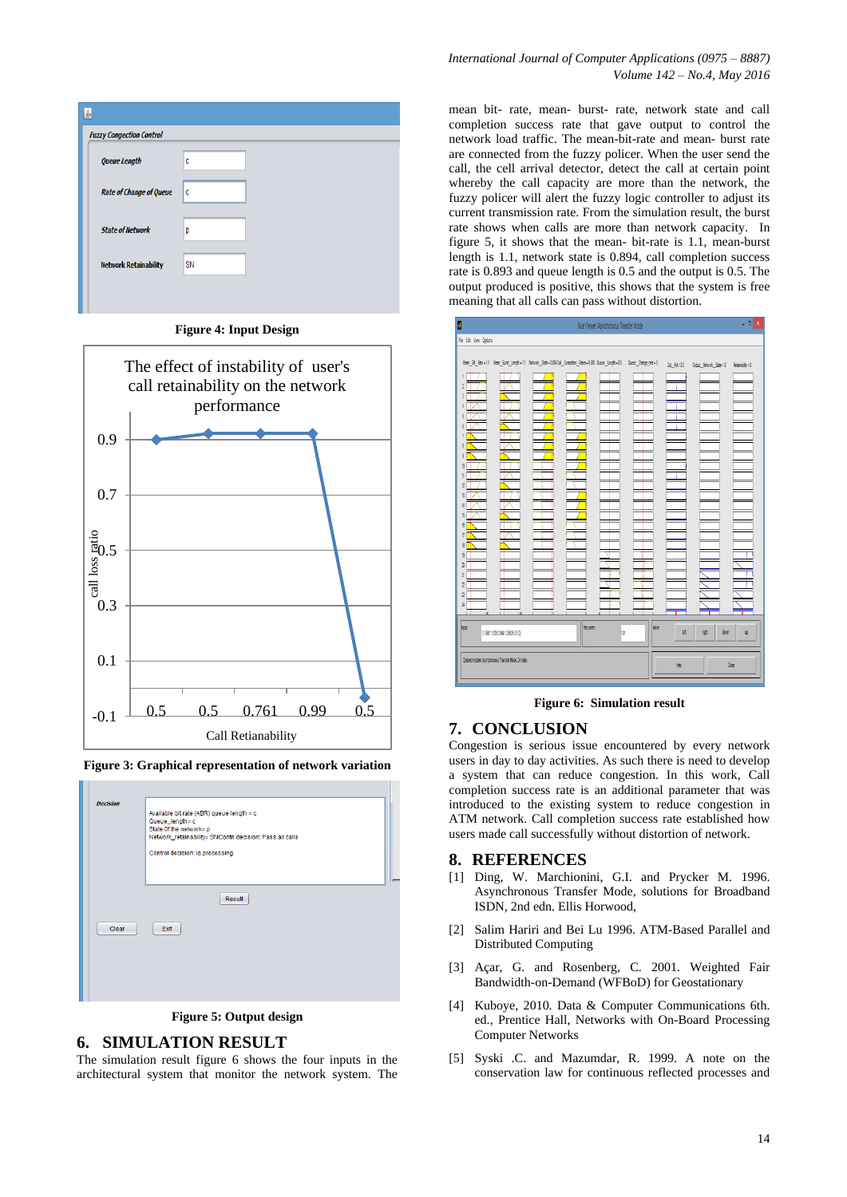Figure 4: Input Design

Figure 3: Graphical representation of network variation

Figure 5: Output design

## 6. SIMULATION RESULT

The simulation result figure 6 shows the four inputs in the architectural system that monitor the network system. The mean bit- rate, mean- burst- rate, network state and call completion success rate that gave output to control the network load traffic. The mean-bit-rate and mean- burst rate are connected from the fuzzy policer. When the user send the call, the cell arrival detector, detect the call at certain point whereby the call capacity are more than the network, the fuzzy policer will alert the fuzzy logic controller to adjust its current transmission rate. From the simulation result, the burst rate shows when calls are more than network capacity. In figure 5, it shows that the mean- bit-rate is 1.1, mean-burst length is 1.1, network state is 0.894, call completion success rate is 0.893 and queue length is 0.5 and the output is 0.5. The output produced is positive, this shows that the system is free meaning that all calls can pass without distortion.

Figure 6: Simulation result

## 7. CONCLUSION

Congestion is serious issue encountered by every network users in day to day activities. As such there is need to develop a system that can reduce congestion. In this work, Call completion success rate is an additional parameter that was introduced to the existing system to reduce congestion in ATM network. Call completion success rate established how users made call successfully without distortion of network.

## 8. REFERENCES

[1] Ding, W. Marchionini, G.I. and Prycker M. 1996. Asynchronous Transfer Mode, solutions for Broadband ISDN, 2nd edn. Ellis Horwood,

[2] Salim Hariri and Bei Lu 1996. ATM-Based Parallel and Distributed Computing

[3] Açar, G. and Rosenberg, C. 2001. Weighted Fair Bandwidth-on-Demand (WFBoD) for Geostationary

[4] Kuboye, 2010. Data & Computer Communications 6th. ed., Prentice Hall, Networks with On-Board Processing Computer Networks

[5] Syski .C. and Mazumdar, R. 1999. A note on the conservation law for continuous reflected processes and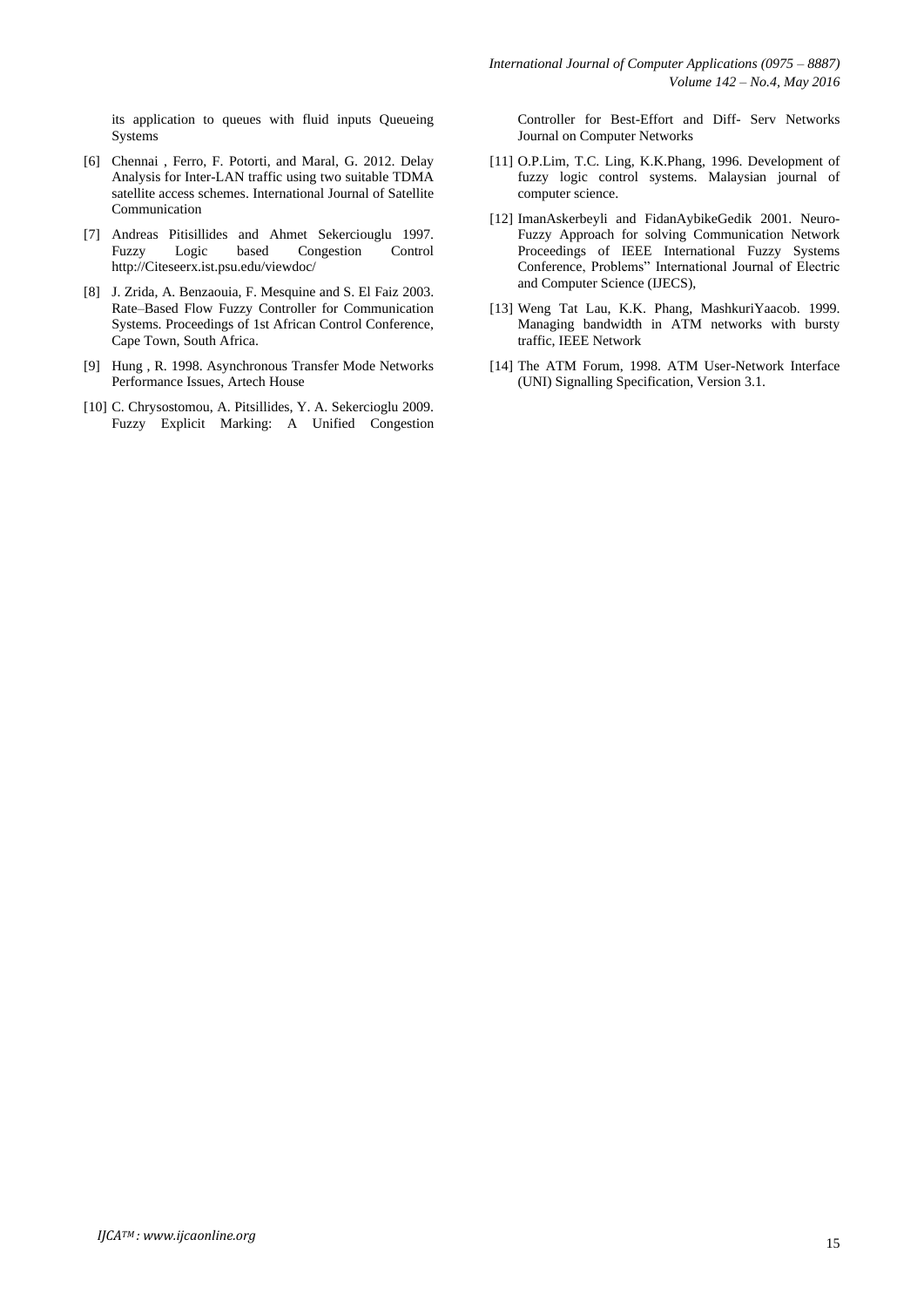its application to queues with fluid inputs Queueing Systems

[6] Chennai , Ferro, F. Potorti, and Maral, G. 2012. Delay Analysis for Inter-LAN traffic using two suitable TDMA satellite access schemes. International Journal of Satellite Communication

[7] Andreas Pitisillides and Ahmet Sekerciouglu 1997. Fuzzy Logic based Congestion Control http://Citeseerx.ist.psu.edu/viewdoc/

[8] J. Zrida, A. Benzaouia, F. Mesquine and S. El Faiz 2003. Rate–Based Flow Fuzzy Controller for Communication Systems. Proceedings of 1st African Control Conference, Cape Town, South Africa.

[9] Hung , R. 1998. Asynchronous Transfer Mode Networks Performance Issues, Artech House

[10] C. Chrysostomou, A. Pitsillides, Y. A. Sekercioglu 2009. Fuzzy Explicit Marking: A Unified Congestion Controller for Best-Effort and Diff- Serv Networks Journal on Computer Networks

[11] O.P.Lim, T.C. Ling, K.K.Phang, 1996. Development of fuzzy logic control systems. Malaysian journal of computer science.

[12] ImanAskerbeyli and FidanAybikeGedik 2001. Neuro-Fuzzy Approach for solving Communication Network Proceedings of IEEE International Fuzzy Systems Conference, Problems" International Journal of Electric and Computer Science (IJECS),

[13] Weng Tat Lau, K.K. Phang, MashkuriYaacob. 1999. Managing bandwidth in ATM networks with bursty traffic, IEEE Network

[14] The ATM Forum, 1998. ATM User-Network Interface (UNI) Signalling Specification, Version 3.1.